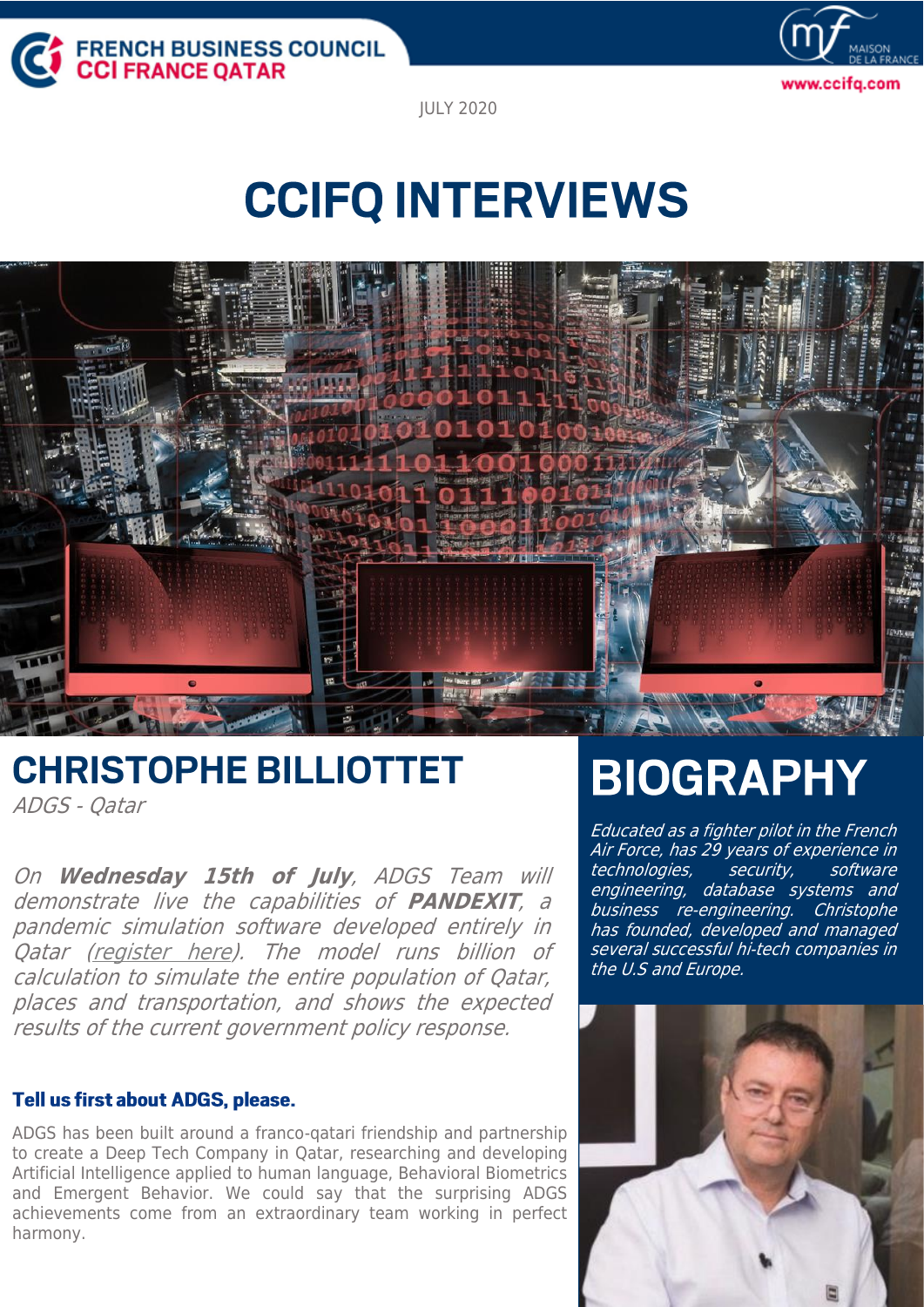FRENCH BUSINESS COUNCIL
CCI FRANCE QATAR

MAISON DE LA FRANCE
www.ccifq.com

JULY 2020

# CCIFQ INTERVIEWS

## CHRISTOPHE BILLIOTTET

*ADGS - Qatar*

*On **Wednesday 15th of July**, ADGS Team will demonstrate live the capabilities of **PANDEXIT**, a pandemic simulation software developed entirely in Qatar (register here). The model runs billion of calculation to simulate the entire population of Qatar, places and transportation, and shows the expected results of the current government policy response.*

### Tell us first about ADGS, please.

ADGS has been built around a franco-qatari friendship and partnership to create a Deep Tech Company in Qatar, researching and developing Artificial Intelligence applied to human language, Behavioral Biometrics and Emergent Behavior. We could say that the surprising ADGS achievements come from an extraordinary team working in perfect harmony.

## BIOGRAPHY

*Educated as a fighter pilot in the French Air Force, has 29 years of experience in technologies, security, software engineering, database systems and business re-engineering. Christophe has founded, developed and managed several successful hi-tech companies in the U.S and Europe.*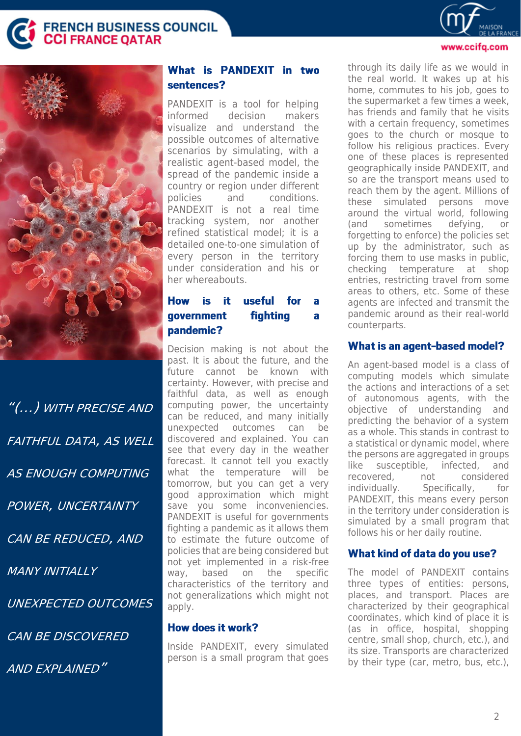> *"(…) WITH PRECISE AND FAITHFUL DATA, AS WELL AS ENOUGH COMPUTING POWER, UNCERTAINTY CAN BE REDUCED, AND MANY INITIALLY UNEXPECTED OUTCOMES CAN BE DISCOVERED AND EXPLAINED"*

## What is PANDEXIT in two sentences?

PANDEXIT is a tool for helping informed decision makers visualize and understand the possible outcomes of alternative scenarios by simulating, with a realistic agent-based model, the spread of the pandemic inside a country or region under different policies and conditions. PANDEXIT is not a real time tracking system, nor another refined statistical model; it is a detailed one-to-one simulation of every person in the territory under consideration and his or her whereabouts.

## How is it useful for a government fighting a pandemic?

Decision making is not about the past. It is about the future, and the future cannot be known with certainty. However, with precise and faithful data, as well as enough computing power, the uncertainty can be reduced, and many initially unexpected outcomes can be discovered and explained. You can see that every day in the weather forecast. It cannot tell you exactly what the temperature will be tomorrow, but you can get a very good approximation which might save you some inconveniencies. PANDEXIT is useful for governments fighting a pandemic as it allows them to estimate the future outcome of policies that are being considered but not yet implemented in a risk-free way, based on the specific characteristics of the territory and not generalizations which might not apply.

## How does it work?

Inside PANDEXIT, every simulated person is a small program that goes through its daily life as we would in the real world. It wakes up at his home, commutes to his job, goes to the supermarket a few times a week, has friends and family that he visits with a certain frequency, sometimes goes to the church or mosque to follow his religious practices. Every one of these places is represented geographically inside PANDEXIT, and so are the transport means used to reach them by the agent. Millions of these simulated persons move around the virtual world, following (and sometimes defying, or forgetting to enforce) the policies set up by the administrator, such as forcing them to use masks in public, checking temperature at shop entries, restricting travel from some areas to others, etc. Some of these agents are infected and transmit the pandemic around as their real-world counterparts.

## What is an agent-based model?

An agent-based model is a class of computing models which simulate the actions and interactions of a set of autonomous agents, with the objective of understanding and predicting the behavior of a system as a whole. This stands in contrast to a statistical or dynamic model, where the persons are aggregated in groups like susceptible, infected, and recovered, not considered individually. Specifically, for PANDEXIT, this means every person in the territory under consideration is simulated by a small program that follows his or her daily routine.

## What kind of data do you use?

The model of PANDEXIT contains three types of entities: persons, places, and transport. Places are characterized by their geographical coordinates, which kind of place it is (as in office, hospital, shopping centre, small shop, church, etc.), and its size. Transports are characterized by their type (car, metro, bus, etc.),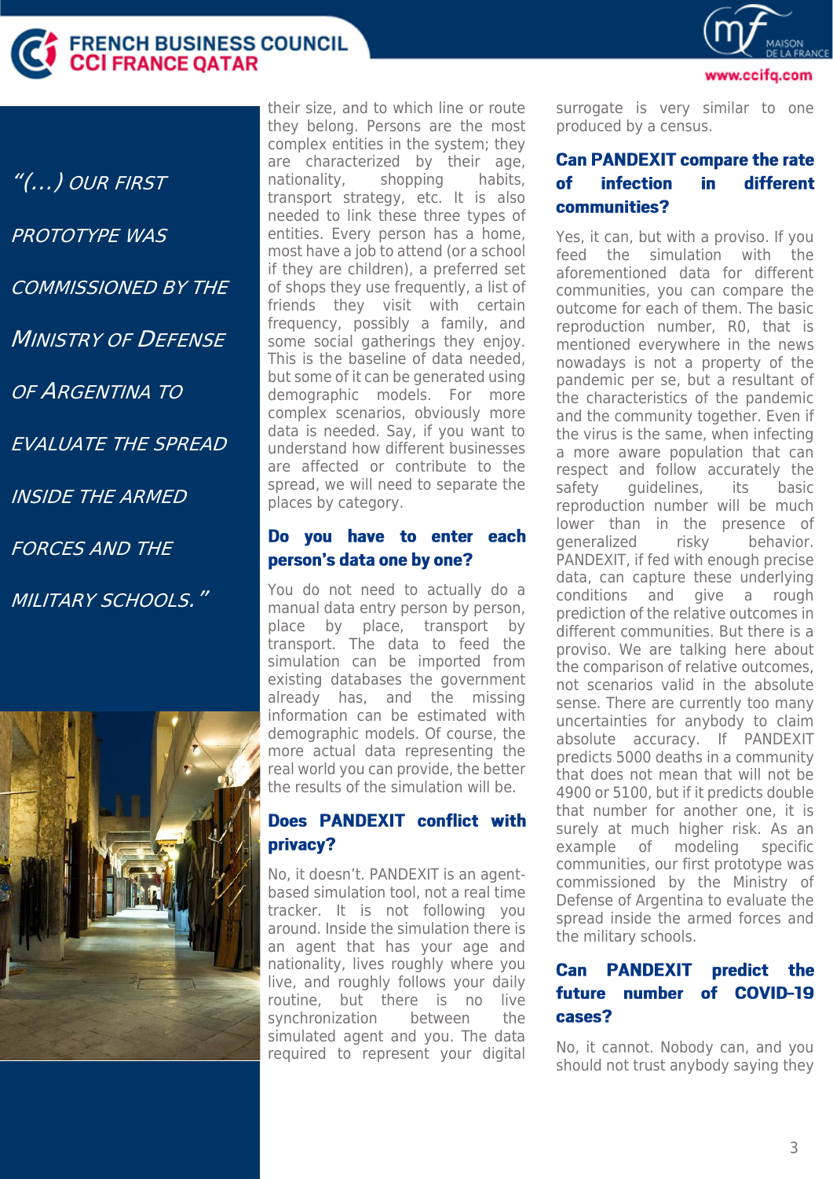*"(...) OUR FIRST PROTOTYPE WAS COMMISSIONED BY THE MINISTRY OF DEFENSE OF ARGENTINA TO EVALUATE THE SPREAD INSIDE THE ARMED FORCES AND THE MILITARY SCHOOLS."*

their size, and to which line or route they belong. Persons are the most complex entities in the system; they are characterized by their age, nationality, shopping habits, transport strategy, etc. It is also needed to link these three types of entities. Every person has a home, most have a job to attend (or a school if they are children), a preferred set of shops they use frequently, a list of friends they visit with certain frequency, possibly a family, and some social gatherings they enjoy. This is the baseline of data needed, but some of it can be generated using demographic models. For more complex scenarios, obviously more data is needed. Say, if you want to understand how different businesses are affected or contribute to the spread, we will need to separate the places by category.

## Do you have to enter each person's data one by one?

You do not need to actually do a manual data entry person by person, place by place, transport by transport. The data to feed the simulation can be imported from existing databases the government already has, and the missing information can be estimated with demographic models. Of course, the more actual data representing the real world you can provide, the better the results of the simulation will be.

## Does PANDEXIT conflict with privacy?

No, it doesn't. PANDEXIT is an agent-based simulation tool, not a real time tracker. It is not following you around. Inside the simulation there is an agent that has your age and nationality, lives roughly where you live, and roughly follows your daily routine, but there is no live synchronization between the simulated agent and you. The data required to represent your digital surrogate is very similar to one produced by a census.

## Can PANDEXIT compare the rate of infection in different communities?

Yes, it can, but with a proviso. If you feed the simulation with the aforementioned data for different communities, you can compare the outcome for each of them. The basic reproduction number, R0, that is mentioned everywhere in the news nowadays is not a property of the pandemic per se, but a resultant of the characteristics of the pandemic and the community together. Even if the virus is the same, when infecting a more aware population that can respect and follow accurately the safety guidelines, its basic reproduction number will be much lower than in the presence of generalized risky behavior. PANDEXIT, if fed with enough precise data, can capture these underlying conditions and give a rough prediction of the relative outcomes in different communities. But there is a proviso. We are talking here about the comparison of relative outcomes, not scenarios valid in the absolute sense. There are currently too many uncertainties for anybody to claim absolute accuracy. If PANDEXIT predicts 5000 deaths in a community that does not mean that will not be 4900 or 5100, but if it predicts double that number for another one, it is surely at much higher risk. As an example of modeling specific communities, our first prototype was commissioned by the Ministry of Defense of Argentina to evaluate the spread inside the armed forces and the military schools.

## Can PANDEXIT predict the future number of COVID-19 cases?

No, it cannot. Nobody can, and you should not trust anybody saying they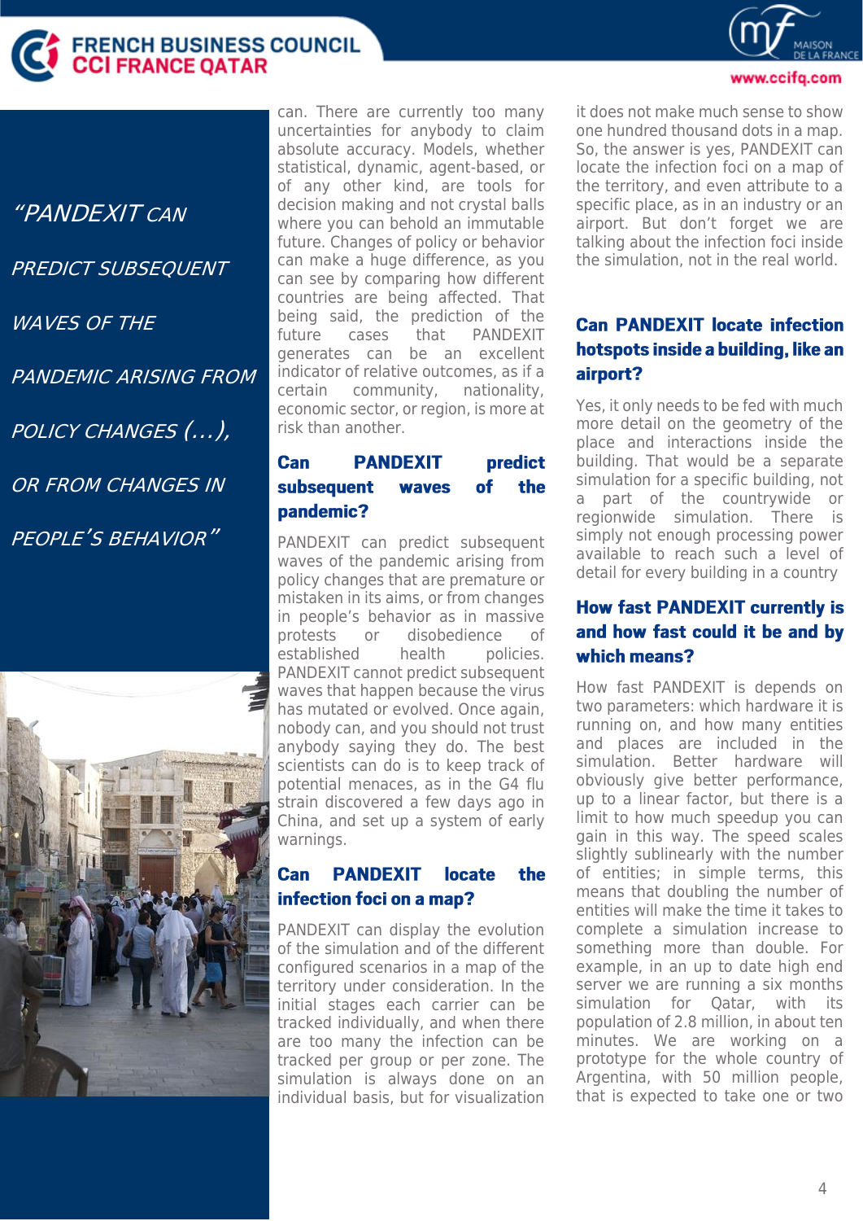> *"PANDEXIT CAN PREDICT SUBSEQUENT WAVES OF THE PANDEMIC ARISING FROM POLICY CHANGES (...), OR FROM CHANGES IN PEOPLE'S BEHAVIOR"*

can. There are currently too many uncertainties for anybody to claim absolute accuracy. Models, whether statistical, dynamic, agent-based, or of any other kind, are tools for decision making and not crystal balls where you can behold an immutable future. Changes of policy or behavior can make a huge difference, as you can see by comparing how different countries are being affected. That being said, the prediction of the future cases that PANDEXIT generates can be an excellent indicator of relative outcomes, as if a certain community, nationality, economic sector, or region, is more at risk than another.

## Can PANDEXIT predict subsequent waves of the pandemic?

PANDEXIT can predict subsequent waves of the pandemic arising from policy changes that are premature or mistaken in its aims, or from changes in people's behavior as in massive protests or disobedience of established health policies. PANDEXIT cannot predict subsequent waves that happen because the virus has mutated or evolved. Once again, nobody can, and you should not trust anybody saying they do. The best scientists can do is to keep track of potential menaces, as in the G4 flu strain discovered a few days ago in China, and set up a system of early warnings.

## Can PANDEXIT locate the infection foci on a map?

PANDEXIT can display the evolution of the simulation and of the different configured scenarios in a map of the territory under consideration. In the initial stages each carrier can be tracked individually, and when there are too many the infection can be tracked per group or per zone. The simulation is always done on an individual basis, but for visualization it does not make much sense to show one hundred thousand dots in a map. So, the answer is yes, PANDEXIT can locate the infection foci on a map of the territory, and even attribute to a specific place, as in an industry or an airport. But don't forget we are talking about the infection foci inside the simulation, not in the real world.

## Can PANDEXIT locate infection hotspots inside a building, like an airport?

Yes, it only needs to be fed with much more detail on the geometry of the place and interactions inside the building. That would be a separate simulation for a specific building, not a part of the countrywide or regionwide simulation. There is simply not enough processing power available to reach such a level of detail for every building in a country

## How fast PANDEXIT currently is and how fast could it be and by which means?

How fast PANDEXIT is depends on two parameters: which hardware it is running on, and how many entities and places are included in the simulation. Better hardware will obviously give better performance, up to a linear factor, but there is a limit to how much speedup you can gain in this way. The speed scales slightly sublinearly with the number of entities; in simple terms, this means that doubling the number of entities will make the time it takes to complete a simulation increase to something more than double. For example, in an up to date high end server we are running a six months simulation for Qatar, with its population of 2.8 million, in about ten minutes. We are working on a prototype for the whole country of Argentina, with 50 million people, that is expected to take one or two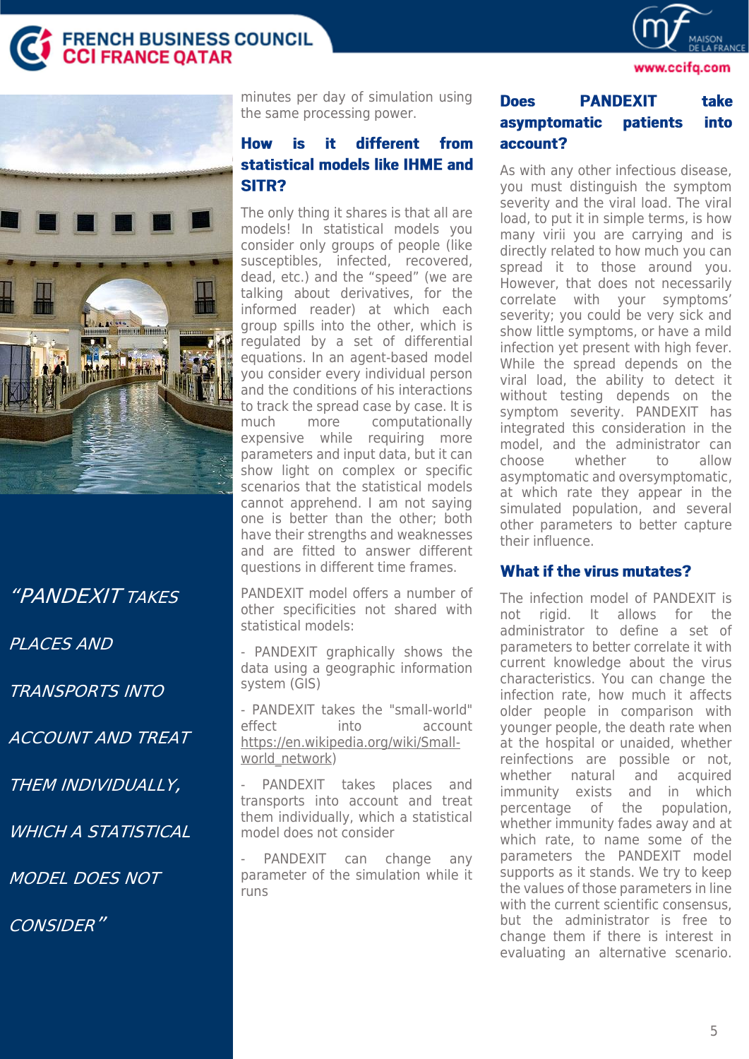minutes per day of simulation using the same processing power.

### How is it different from statistical models like IHME and SITR?

The only thing it shares is that all are models! In statistical models you consider only groups of people (like susceptibles, infected, recovered, dead, etc.) and the “speed” (we are talking about derivatives, for the informed reader) at which each group spills into the other, which is regulated by a set of differential equations. In an agent-based model you consider every individual person and the conditions of his interactions to track the spread case by case. It is much more computationally expensive while requiring more parameters and input data, but it can show light on complex or specific scenarios that the statistical models cannot apprehend. I am not saying one is better than the other; both have their strengths and weaknesses and are fitted to answer different questions in different time frames.

PANDEXIT model offers a number of other specificities not shared with statistical models:

- PANDEXIT graphically shows the data using a geographic information system (GIS)

- PANDEXIT takes the "small-world" effect into account https://en.wikipedia.org/wiki/Small-world_network)

- PANDEXIT takes places and transports into account and treat them individually, which a statistical model does not consider

- PANDEXIT can change any parameter of the simulation while it runs

*“PANDEXIT TAKES PLACES AND TRANSPORTS INTO ACCOUNT AND TREAT THEM INDIVIDUALLY, WHICH A STATISTICAL MODEL DOES NOT CONSIDER”*

### Does PANDEXIT take asymptomatic patients into account?

As with any other infectious disease, you must distinguish the symptom severity and the viral load. The viral load, to put it in simple terms, is how many virii you are carrying and is directly related to how much you can spread it to those around you. However, that does not necessarily correlate with your symptoms' severity; you could be very sick and show little symptoms, or have a mild infection yet present with high fever. While the spread depends on the viral load, the ability to detect it without testing depends on the symptom severity. PANDEXIT has integrated this consideration in the model, and the administrator can choose whether to allow asymptomatic and oversymptomatic, at which rate they appear in the simulated population, and several other parameters to better capture their influence.

### What if the virus mutates?

The infection model of PANDEXIT is not rigid. It allows for the administrator to define a set of parameters to better correlate it with current knowledge about the virus characteristics. You can change the infection rate, how much it affects older people in comparison with younger people, the death rate when at the hospital or unaided, whether reinfections are possible or not, whether natural and acquired immunity exists and in which percentage of the population, whether immunity fades away and at which rate, to name some of the parameters the PANDEXIT model supports as it stands. We try to keep the values of those parameters in line with the current scientific consensus, but the administrator is free to change them if there is interest in evaluating an alternative scenario.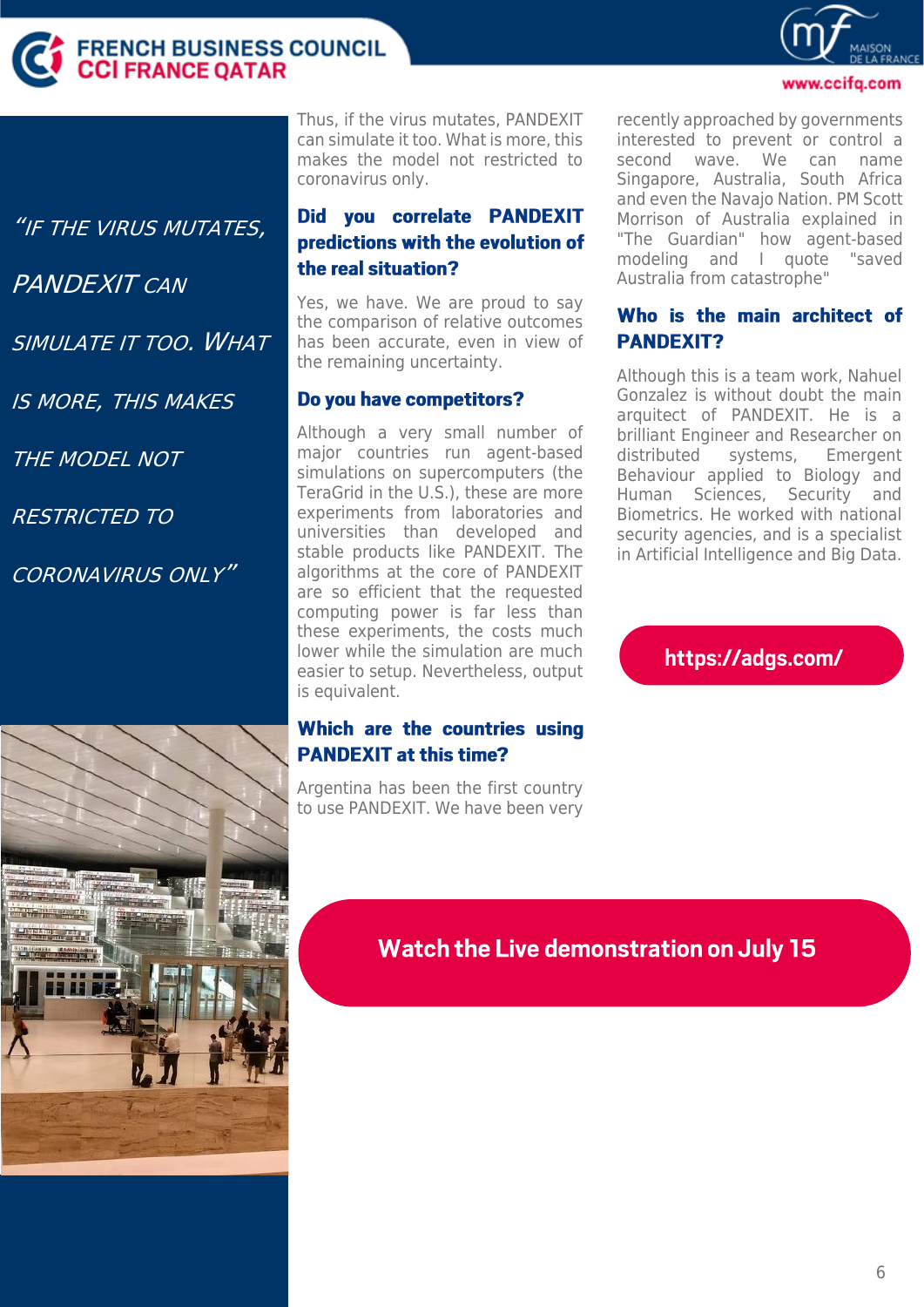> *"If the virus mutates, PANDEXIT can simulate it too. What is more, this makes the model not restricted to coronavirus only"*

Thus, if the virus mutates, PANDEXIT can simulate it too. What is more, this makes the model not restricted to coronavirus only.

### Did you correlate PANDEXIT predictions with the evolution of the real situation?

Yes, we have. We are proud to say the comparison of relative outcomes has been accurate, even in view of the remaining uncertainty.

### Do you have competitors?

Although a very small number of major countries run agent-based simulations on supercomputers (the TeraGrid in the U.S.), these are more experiments from laboratories and universities than developed and stable products like PANDEXIT. The algorithms at the core of PANDEXIT are so efficient that the requested computing power is far less than these experiments, the costs much lower while the simulation are much easier to setup. Nevertheless, output is equivalent.

### Which are the countries using PANDEXIT at this time?

Argentina has been the first country to use PANDEXIT. We have been very recently approached by governments interested to prevent or control a second wave. We can name Singapore, Australia, South Africa and even the Navajo Nation. PM Scott Morrison of Australia explained in "The Guardian" how agent-based modeling and I quote "saved Australia from catastrophe"

### Who is the main architect of PANDEXIT?

Although this is a team work, Nahuel Gonzalez is without doubt the main arquitect of PANDEXIT. He is a brilliant Engineer and Researcher on distributed systems, Emergent Behaviour applied to Biology and Human Sciences, Security and Biometrics. He worked with national security agencies, and is a specialist in Artificial Intelligence and Big Data.

**https://adgs.com/**

**Watch the Live demonstration on July 15**